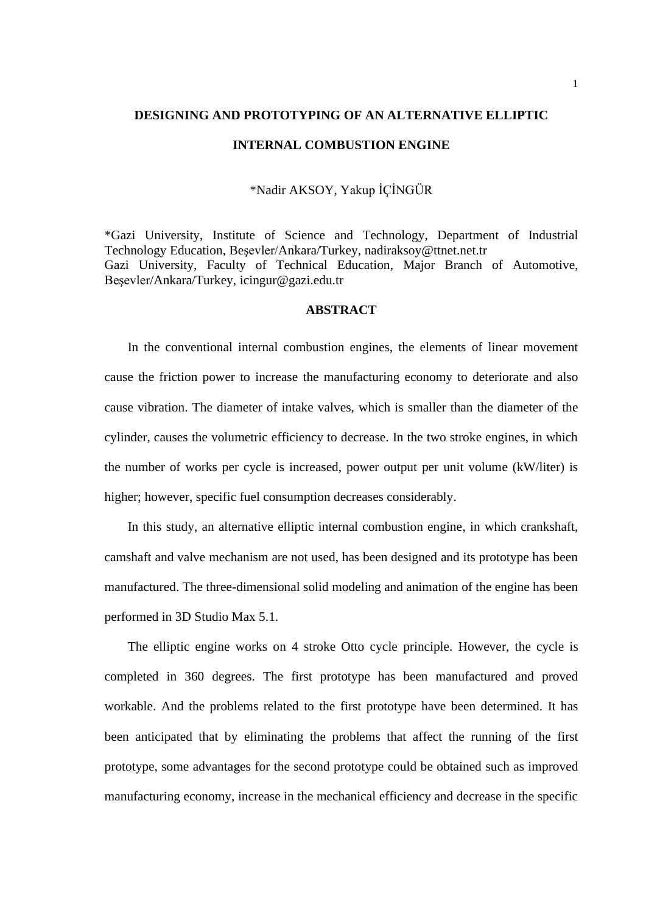# DESIGNING AND PROTOTYPING OF AN ALTERNATIVE ELLIPTIC INTERNAL COMBUSTION ENGINE

*Nadir AKSOY, Yakup İÇİNGÜR

*Gazi University, Institute of Science and Technology, Department of Industrial Technology Education, Beşevler/Ankara/Turkey, nadiraksoy@ttnet.net.tr
Gazi University, Faculty of Technical Education, Major Branch of Automotive, Beşevler/Ankara/Turkey, icingur@gazi.edu.tr

## ABSTRACT

In the conventional internal combustion engines, the elements of linear movement cause the friction power to increase the manufacturing economy to deteriorate and also cause vibration. The diameter of intake valves, which is smaller than the diameter of the cylinder, causes the volumetric efficiency to decrease. In the two stroke engines, in which the number of works per cycle is increased, power output per unit volume (kW/liter) is higher; however, specific fuel consumption decreases considerably.

In this study, an alternative elliptic internal combustion engine, in which crankshaft, camshaft and valve mechanism are not used, has been designed and its prototype has been manufactured. The three-dimensional solid modeling and animation of the engine has been performed in 3D Studio Max 5.1.

The elliptic engine works on 4 stroke Otto cycle principle. However, the cycle is completed in 360 degrees. The first prototype has been manufactured and proved workable. And the problems related to the first prototype have been determined. It has been anticipated that by eliminating the problems that affect the running of the first prototype, some advantages for the second prototype could be obtained such as improved manufacturing economy, increase in the mechanical efficiency and decrease in the specific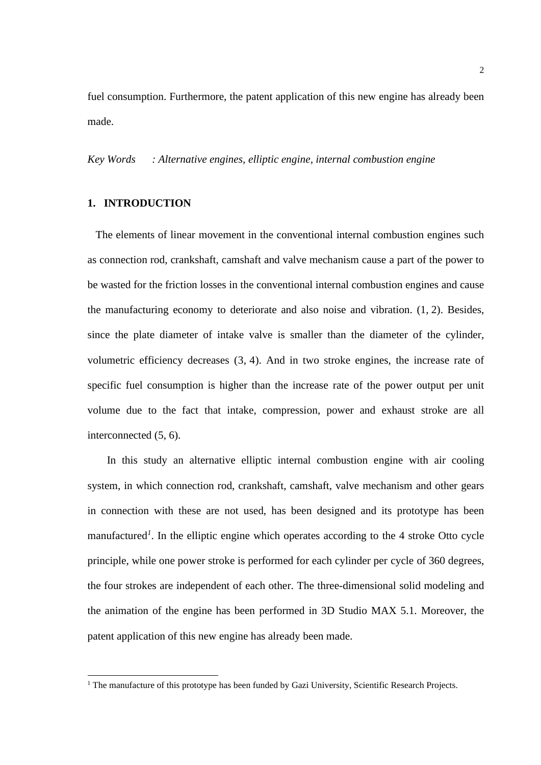fuel consumption. Furthermore, the patent application of this new engine has already been made.

*Key Words : Alternative engines, elliptic engine, internal combustion engine*

## 1. INTRODUCTION

The elements of linear movement in the conventional internal combustion engines such as connection rod, crankshaft, camshaft and valve mechanism cause a part of the power to be wasted for the friction losses in the conventional internal combustion engines and cause the manufacturing economy to deteriorate and also noise and vibration. (1, 2). Besides, since the plate diameter of intake valve is smaller than the diameter of the cylinder, volumetric efficiency decreases (3, 4). And in two stroke engines, the increase rate of specific fuel consumption is higher than the increase rate of the power output per unit volume due to the fact that intake, compression, power and exhaust stroke are all interconnected (5, 6).

In this study an alternative elliptic internal combustion engine with air cooling system, in which connection rod, crankshaft, camshaft, valve mechanism and other gears in connection with these are not used, has been designed and its prototype has been manufactured[1]. In the elliptic engine which operates according to the 4 stroke Otto cycle principle, while one power stroke is performed for each cylinder per cycle of 360 degrees, the four strokes are independent of each other. The three-dimensional solid modeling and the animation of the engine has been performed in 3D Studio MAX 5.1. Moreover, the patent application of this new engine has already been made.

---

[1] The manufacture of this prototype has been funded by Gazi University, Scientific Research Projects.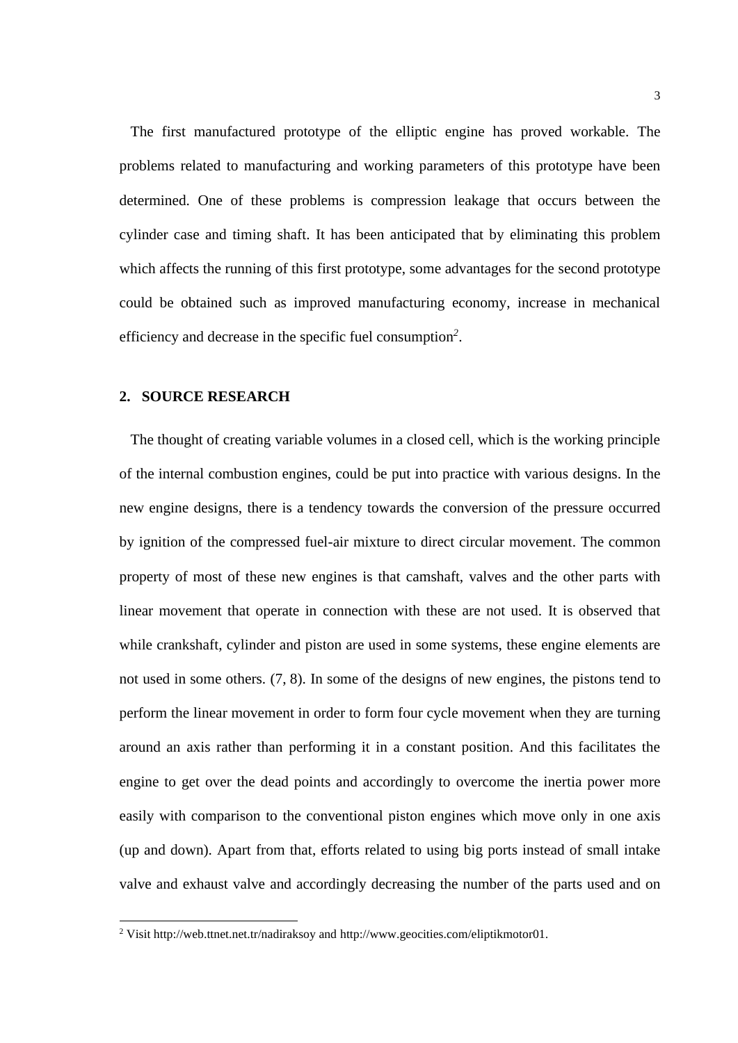The first manufactured prototype of the elliptic engine has proved workable. The problems related to manufacturing and working parameters of this prototype have been determined. One of these problems is compression leakage that occurs between the cylinder case and timing shaft. It has been anticipated that by eliminating this problem which affects the running of this first prototype, some advantages for the second prototype could be obtained such as improved manufacturing economy, increase in mechanical efficiency and decrease in the specific fuel consumption[2].

## 2. SOURCE RESEARCH

The thought of creating variable volumes in a closed cell, which is the working principle of the internal combustion engines, could be put into practice with various designs. In the new engine designs, there is a tendency towards the conversion of the pressure occurred by ignition of the compressed fuel-air mixture to direct circular movement. The common property of most of these new engines is that camshaft, valves and the other parts with linear movement that operate in connection with these are not used. It is observed that while crankshaft, cylinder and piston are used in some systems, these engine elements are not used in some others. (7, 8). In some of the designs of new engines, the pistons tend to perform the linear movement in order to form four cycle movement when they are turning around an axis rather than performing it in a constant position. And this facilitates the engine to get over the dead points and accordingly to overcome the inertia power more easily with comparison to the conventional piston engines which move only in one axis (up and down). Apart from that, efforts related to using big ports instead of small intake valve and exhaust valve and accordingly decreasing the number of the parts used and on

---

[2] Visit http://web.ttnet.net.tr/nadiraksoy and http://www.geocities.com/eliptikmotor01.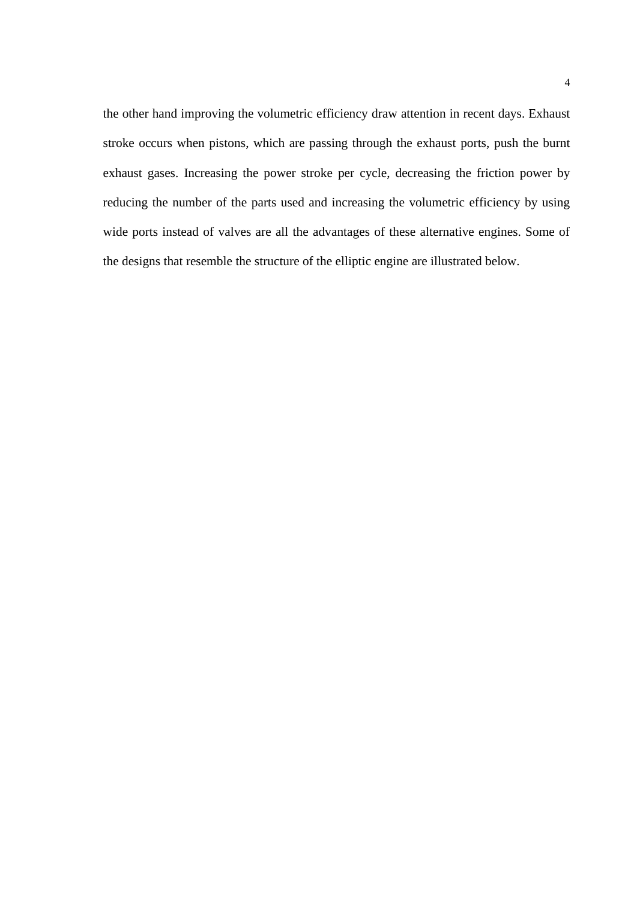the other hand improving the volumetric efficiency draw attention in recent days. Exhaust stroke occurs when pistons, which are passing through the exhaust ports, push the burnt exhaust gases. Increasing the power stroke per cycle, decreasing the friction power by reducing the number of the parts used and increasing the volumetric efficiency by using wide ports instead of valves are all the advantages of these alternative engines. Some of the designs that resemble the structure of the elliptic engine are illustrated below.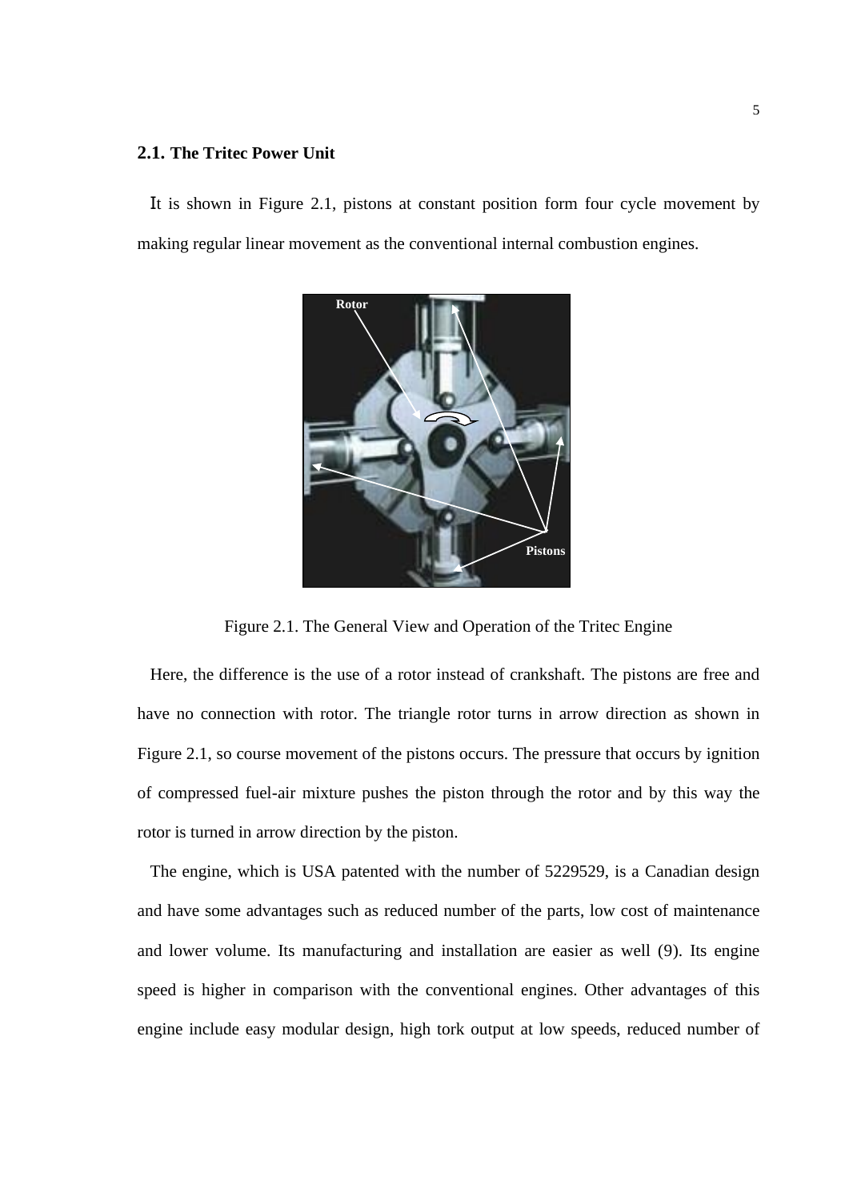## 2.1. The Tritec Power Unit

It is shown in Figure 2.1, pistons at constant position form four cycle movement by making regular linear movement as the conventional internal combustion engines.

Figure 2.1. The General View and Operation of the Tritec Engine

Here, the difference is the use of a rotor instead of crankshaft. The pistons are free and have no connection with rotor. The triangle rotor turns in arrow direction as shown in Figure 2.1, so course movement of the pistons occurs. The pressure that occurs by ignition of compressed fuel-air mixture pushes the piston through the rotor and by this way the rotor is turned in arrow direction by the piston.

The engine, which is USA patented with the number of 5229529, is a Canadian design and have some advantages such as reduced number of the parts, low cost of maintenance and lower volume. Its manufacturing and installation are easier as well (9). Its engine speed is higher in comparison with the conventional engines. Other advantages of this engine include easy modular design, high tork output at low speeds, reduced number of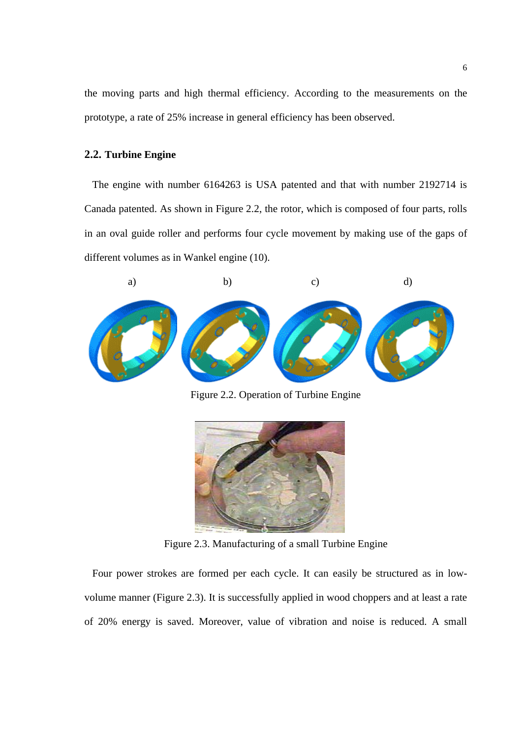the moving parts and high thermal efficiency. According to the measurements on the prototype, a rate of 25% increase in general efficiency has been observed.

## 2.2. Turbine Engine

The engine with number 6164263 is USA patented and that with number 2192714 is Canada patented. As shown in Figure 2.2, the rotor, which is composed of four parts, rolls in an oval guide roller and performs four cycle movement by making use of the gaps of different volumes as in Wankel engine (10).

a) b) c) d)

Figure 2.2. Operation of Turbine Engine

Figure 2.3. Manufacturing of a small Turbine Engine

Four power strokes are formed per each cycle. It can easily be structured as in low-volume manner (Figure 2.3). It is successfully applied in wood choppers and at least a rate of 20% energy is saved. Moreover, value of vibration and noise is reduced. A small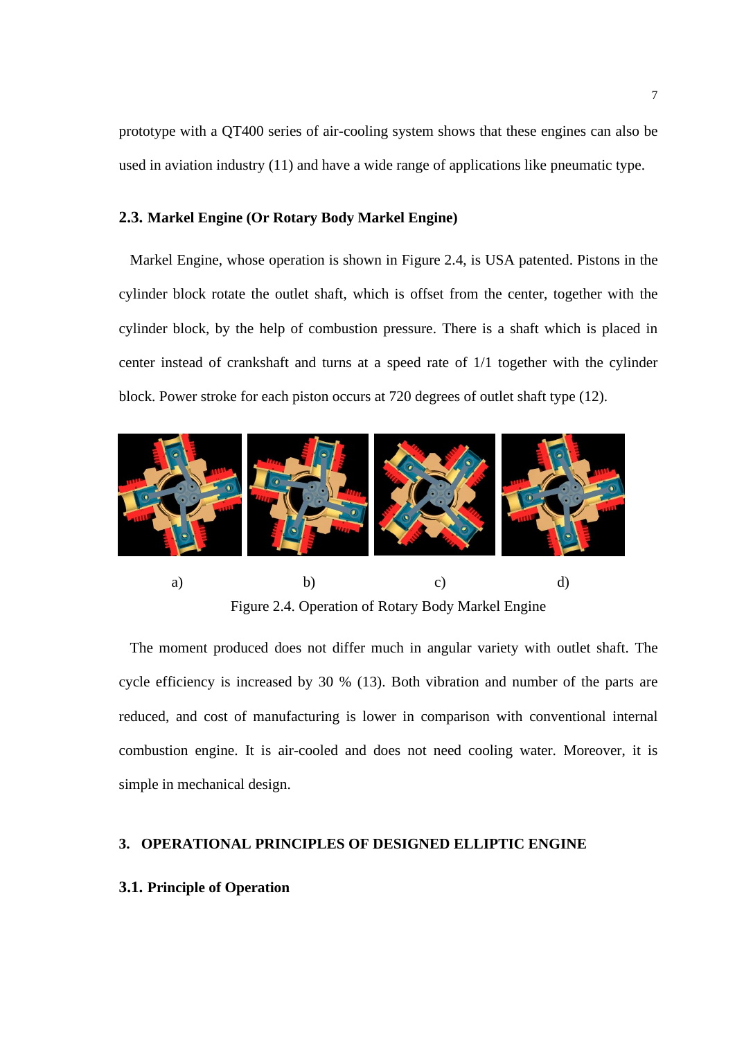prototype with a QT400 series of air-cooling system shows that these engines can also be used in aviation industry (11) and have a wide range of applications like pneumatic type.

## 2.3. Markel Engine (Or Rotary Body Markel Engine)

Markel Engine, whose operation is shown in Figure 2.4, is USA patented. Pistons in the cylinder block rotate the outlet shaft, which is offset from the center, together with the cylinder block, by the help of combustion pressure. There is a shaft which is placed in center instead of crankshaft and turns at a speed rate of 1/1 together with the cylinder block. Power stroke for each piston occurs at 720 degrees of outlet shaft type (12).

a) b) c) d)

Figure 2.4. Operation of Rotary Body Markel Engine

The moment produced does not differ much in angular variety with outlet shaft. The cycle efficiency is increased by 30 % (13). Both vibration and number of the parts are reduced, and cost of manufacturing is lower in comparison with conventional internal combustion engine. It is air-cooled and does not need cooling water. Moreover, it is simple in mechanical design.

# 3. OPERATIONAL PRINCIPLES OF DESIGNED ELLIPTIC ENGINE

## 3.1. Principle of Operation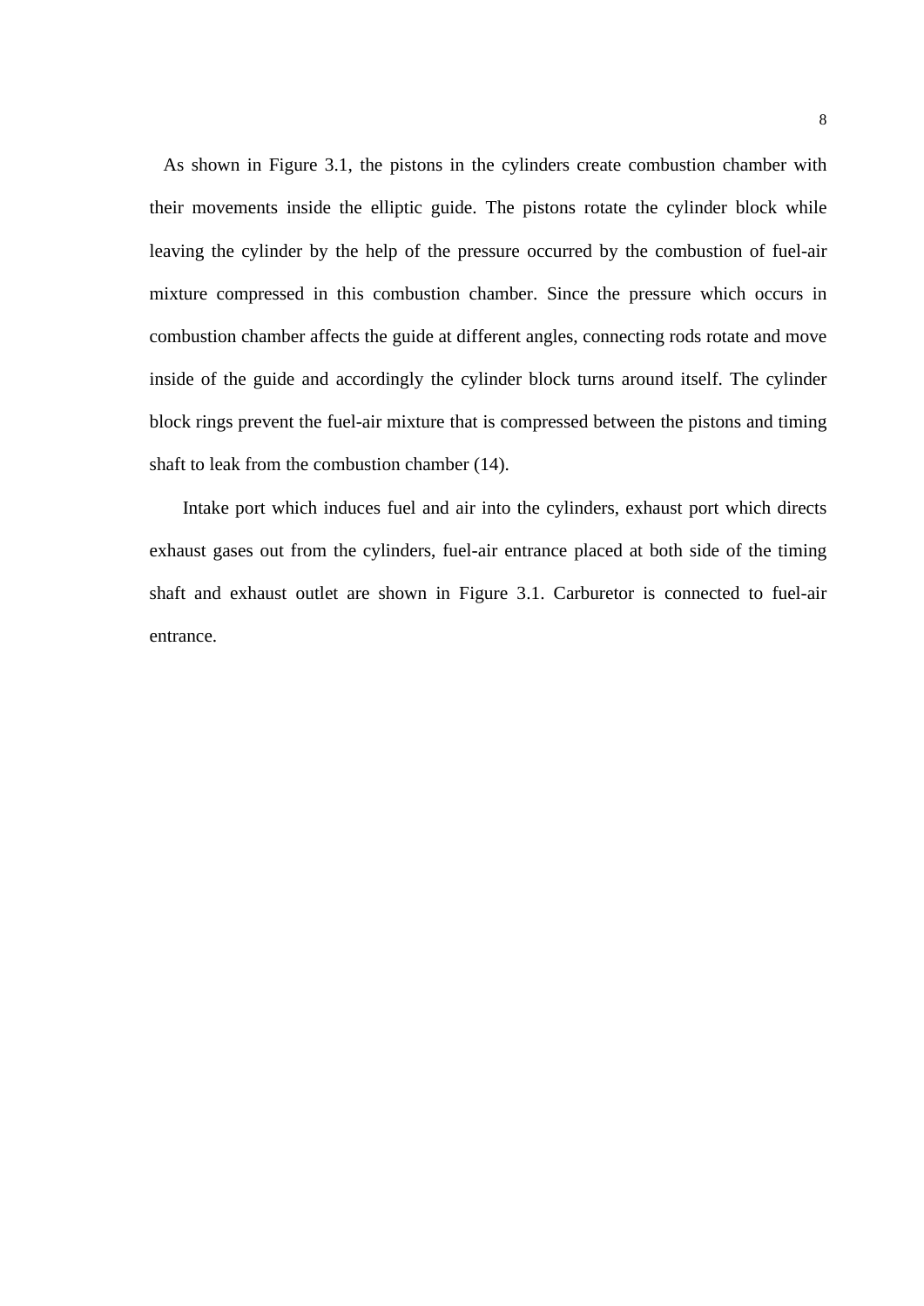As shown in Figure 3.1, the pistons in the cylinders create combustion chamber with their movements inside the elliptic guide. The pistons rotate the cylinder block while leaving the cylinder by the help of the pressure occurred by the combustion of fuel-air mixture compressed in this combustion chamber. Since the pressure which occurs in combustion chamber affects the guide at different angles, connecting rods rotate and move inside of the guide and accordingly the cylinder block turns around itself. The cylinder block rings prevent the fuel-air mixture that is compressed between the pistons and timing shaft to leak from the combustion chamber (14).

Intake port which induces fuel and air into the cylinders, exhaust port which directs exhaust gases out from the cylinders, fuel-air entrance placed at both side of the timing shaft and exhaust outlet are shown in Figure 3.1. Carburetor is connected to fuel-air entrance.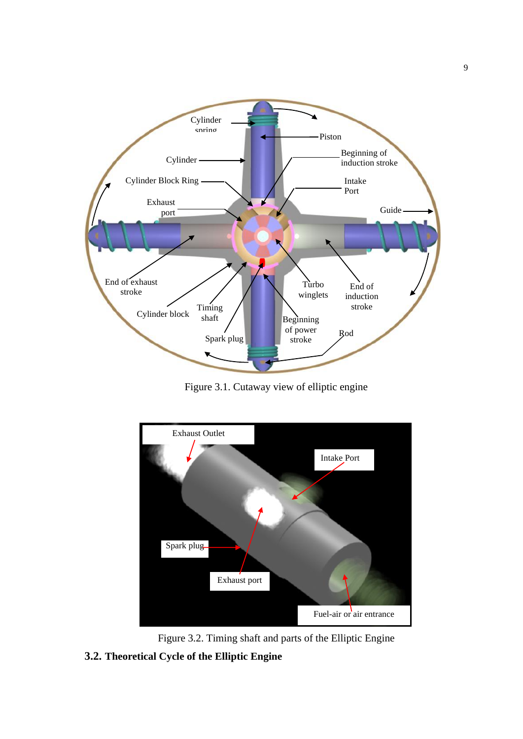Figure 3.1. Cutaway view of elliptic engine

Figure 3.2. Timing shaft and parts of the Elliptic Engine

## 3.2. Theoretical Cycle of the Elliptic Engine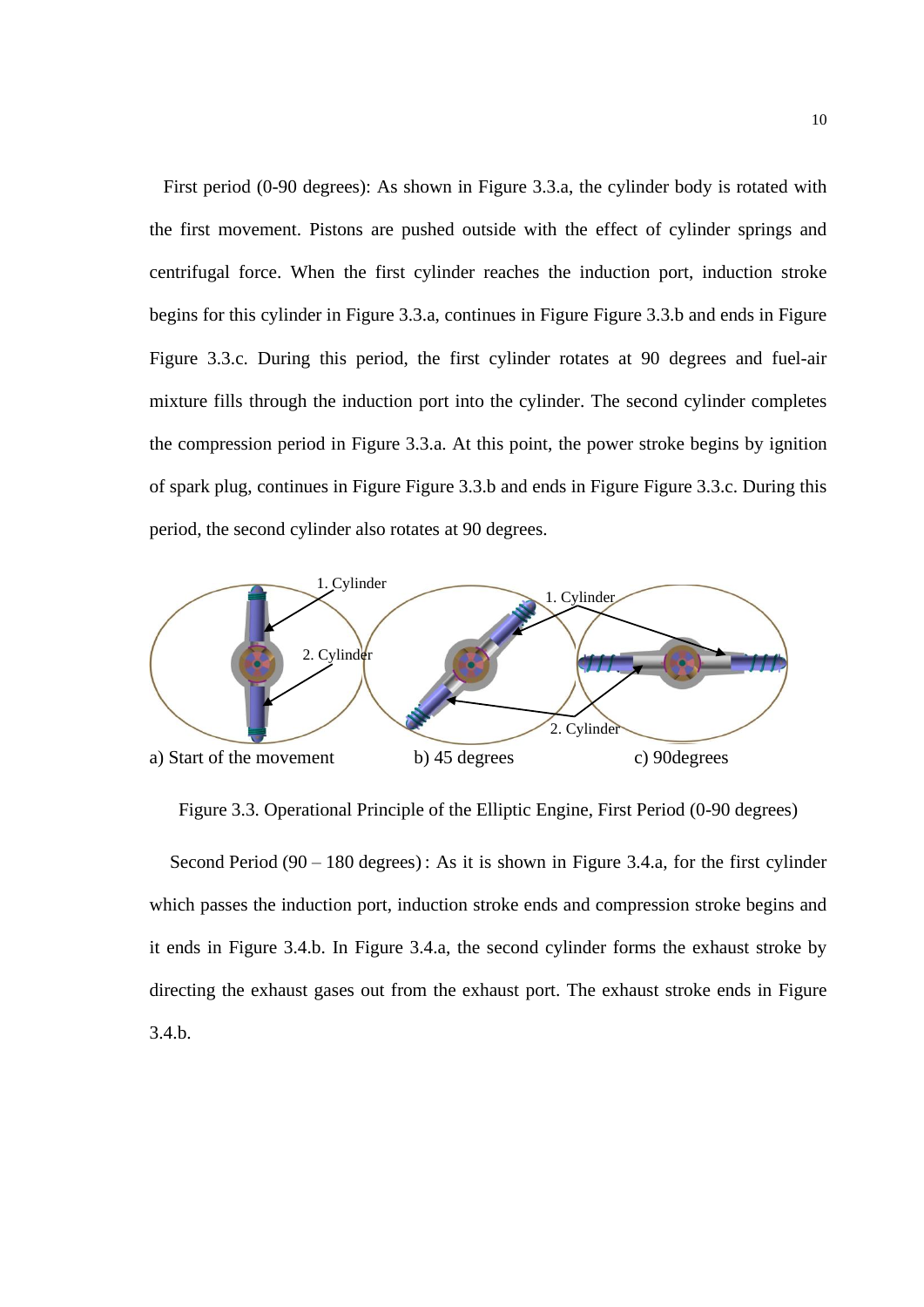First period (0-90 degrees): As shown in Figure 3.3.a, the cylinder body is rotated with the first movement. Pistons are pushed outside with the effect of cylinder springs and centrifugal force. When the first cylinder reaches the induction port, induction stroke begins for this cylinder in Figure 3.3.a, continues in Figure Figure 3.3.b and ends in Figure Figure 3.3.c. During this period, the first cylinder rotates at 90 degrees and fuel-air mixture fills through the induction port into the cylinder. The second cylinder completes the compression period in Figure 3.3.a. At this point, the power stroke begins by ignition of spark plug, continues in Figure Figure 3.3.b and ends in Figure Figure 3.3.c. During this period, the second cylinder also rotates at 90 degrees.

1. Cylinder
2. Cylinder

a) Start of the movement    b) 45 degrees    c) 90degrees

Figure 3.3. Operational Principle of the Elliptic Engine, First Period (0-90 degrees)

Second Period (90 – 180 degrees) : As it is shown in Figure 3.4.a, for the first cylinder which passes the induction port, induction stroke ends and compression stroke begins and it ends in Figure 3.4.b. In Figure 3.4.a, the second cylinder forms the exhaust stroke by directing the exhaust gases out from the exhaust port. The exhaust stroke ends in Figure 3.4.b.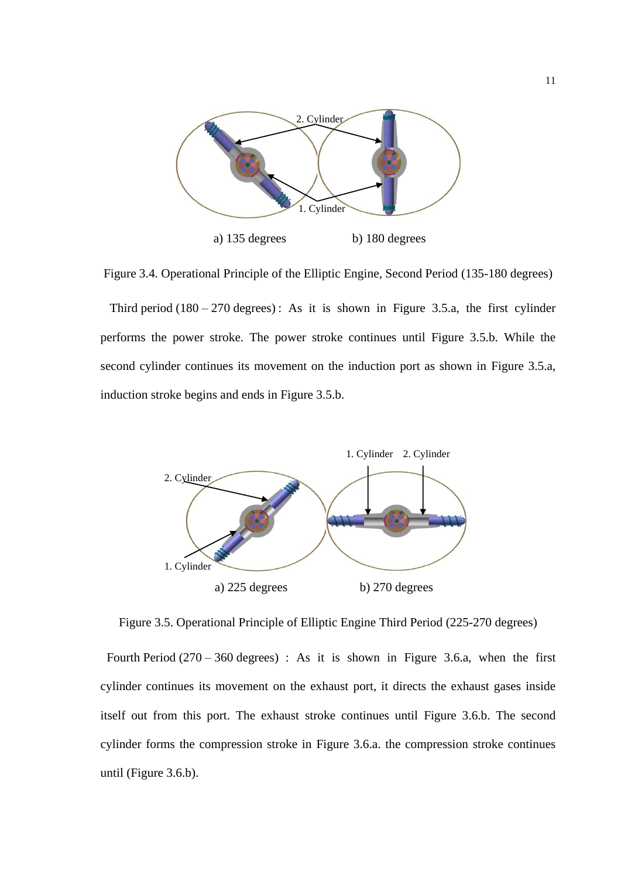a) 135 degrees b) 180 degrees

Figure 3.4. Operational Principle of the Elliptic Engine, Second Period (135-180 degrees)

Third period (180 – 270 degrees) : As it is shown in Figure 3.5.a, the first cylinder performs the power stroke. The power stroke continues until Figure 3.5.b. While the second cylinder continues its movement on the induction port as shown in Figure 3.5.a, induction stroke begins and ends in Figure 3.5.b.

a) 225 degrees b) 270 degrees

Figure 3.5. Operational Principle of Elliptic Engine Third Period (225-270 degrees)

Fourth Period (270 – 360 degrees) : As it is shown in Figure 3.6.a, when the first cylinder continues its movement on the exhaust port, it directs the exhaust gases inside itself out from this port. The exhaust stroke continues until Figure 3.6.b. The second cylinder forms the compression stroke in Figure 3.6.a. the compression stroke continues until (Figure 3.6.b).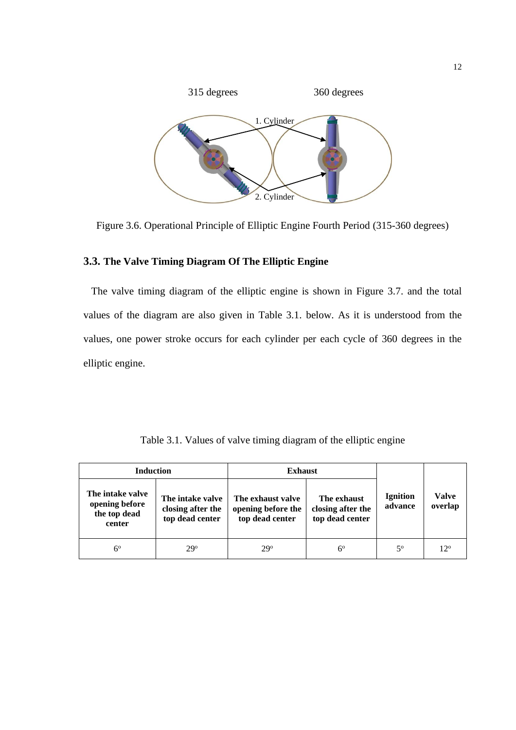Figure 3.6. Operational Principle of Elliptic Engine Fourth Period (315-360 degrees)

### 3.3. The Valve Timing Diagram Of The Elliptic Engine

The valve timing diagram of the elliptic engine is shown in Figure 3.7. and the total values of the diagram are also given in Table 3.1. below. As it is understood from the values, one power stroke occurs for each cylinder per each cycle of 360 degrees in the elliptic engine.

Table 3.1. Values of valve timing diagram of the elliptic engine

| **Induction** | | **Exhaust** | | **Ignition advance** | **Valve overlap** |
|---|---|---|---|---|---|
| **The intake valve opening before the top dead center** | **The intake valve closing after the top dead center** | **The exhaust valve opening before the top dead center** | **The exhaust closing after the top dead center** | | |
| 6° | 29° | 29° | 6° | 5° | 12° |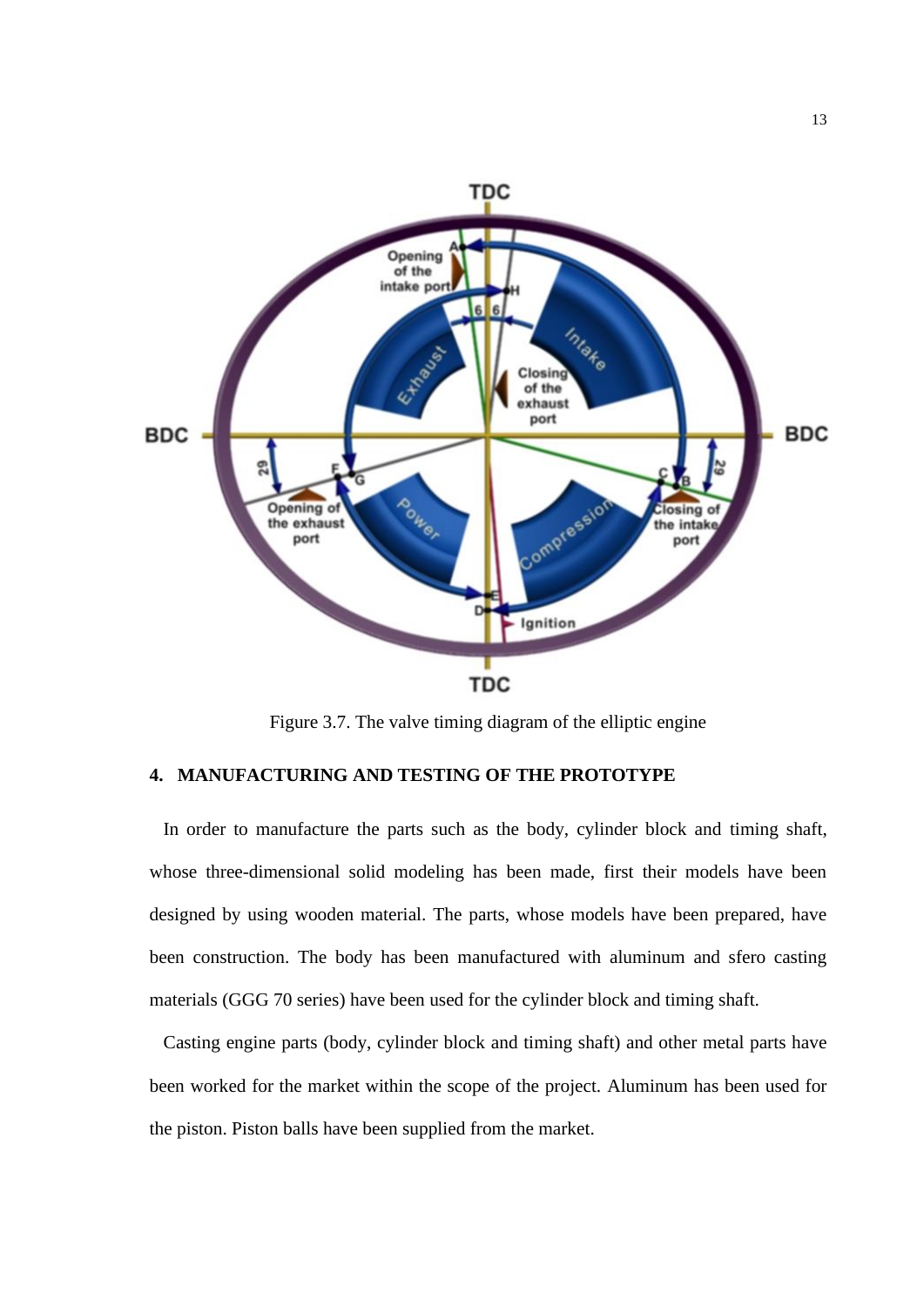Figure 3.7. The valve timing diagram of the elliptic engine

## 4. MANUFACTURING AND TESTING OF THE PROTOTYPE

In order to manufacture the parts such as the body, cylinder block and timing shaft, whose three-dimensional solid modeling has been made, first their models have been designed by using wooden material. The parts, whose models have been prepared, have been construction. The body has been manufactured with aluminum and sfero casting materials (GGG 70 series) have been used for the cylinder block and timing shaft.

Casting engine parts (body, cylinder block and timing shaft) and other metal parts have been worked for the market within the scope of the project. Aluminum has been used for the piston. Piston balls have been supplied from the market.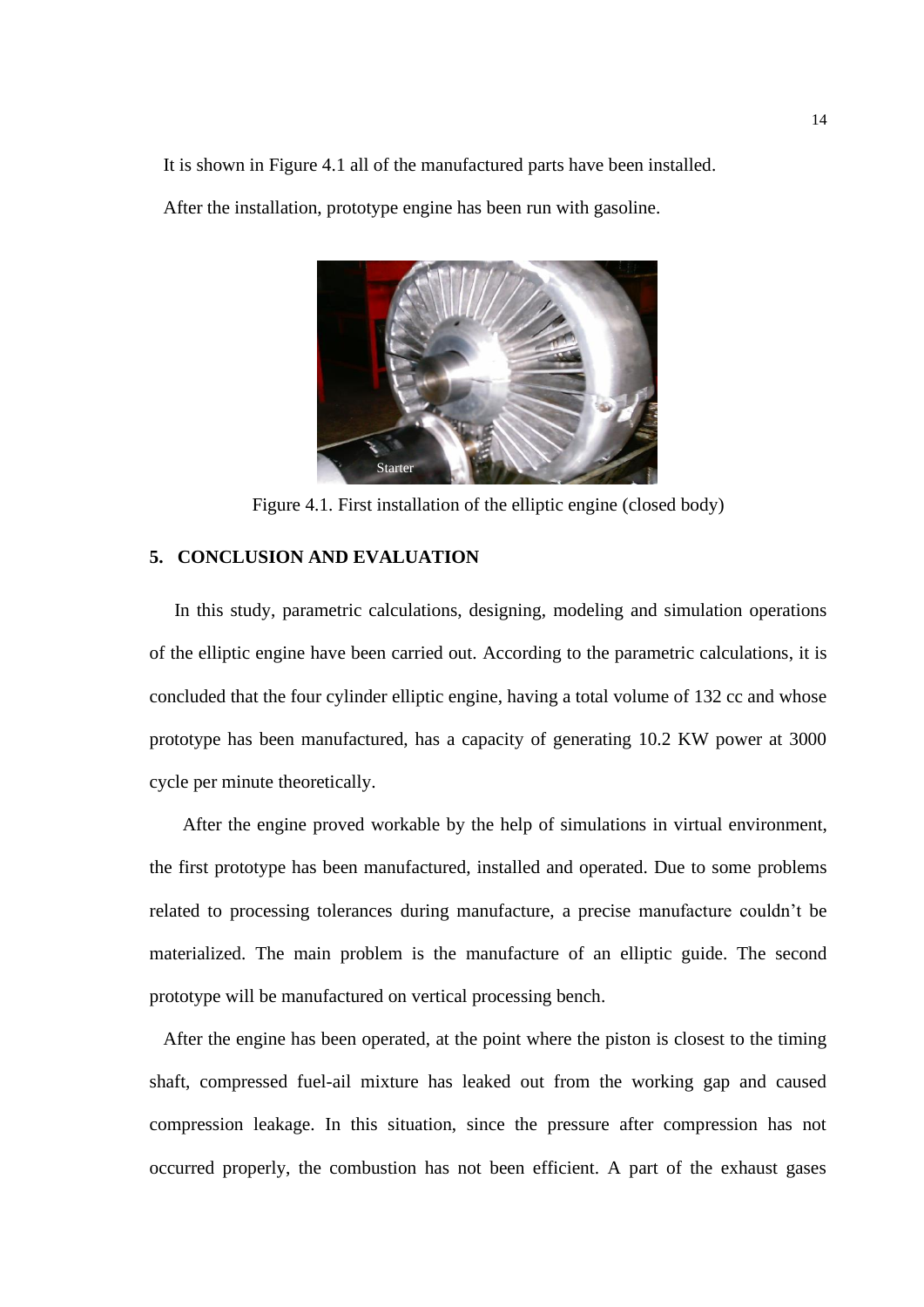It is shown in Figure 4.1 all of the manufactured parts have been installed.

After the installation, prototype engine has been run with gasoline.

Figure 4.1. First installation of the elliptic engine (closed body)

## 5. CONCLUSION AND EVALUATION

In this study, parametric calculations, designing, modeling and simulation operations of the elliptic engine have been carried out. According to the parametric calculations, it is concluded that the four cylinder elliptic engine, having a total volume of 132 cc and whose prototype has been manufactured, has a capacity of generating 10.2 KW power at 3000 cycle per minute theoretically.

After the engine proved workable by the help of simulations in virtual environment, the first prototype has been manufactured, installed and operated. Due to some problems related to processing tolerances during manufacture, a precise manufacture couldn't be materialized. The main problem is the manufacture of an elliptic guide. The second prototype will be manufactured on vertical processing bench.

After the engine has been operated, at the point where the piston is closest to the timing shaft, compressed fuel-ail mixture has leaked out from the working gap and caused compression leakage. In this situation, since the pressure after compression has not occurred properly, the combustion has not been efficient. A part of the exhaust gases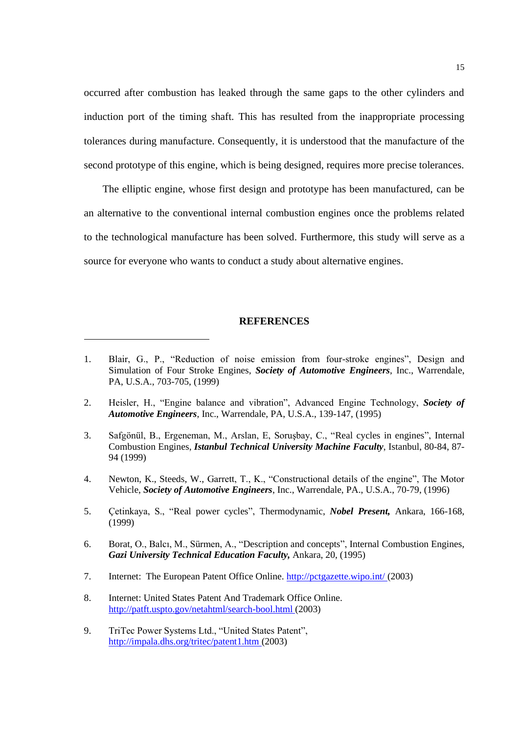occurred after combustion has leaked through the same gaps to the other cylinders and induction port of the timing shaft. This has resulted from the inappropriate processing tolerances during manufacture. Consequently, it is understood that the manufacture of the second prototype of this engine, which is being designed, requires more precise tolerances.

The elliptic engine, whose first design and prototype has been manufactured, can be an alternative to the conventional internal combustion engines once the problems related to the technological manufacture has been solved. Furthermore, this study will serve as a source for everyone who wants to conduct a study about alternative engines.

## REFERENCES

1. Blair, G., P., "Reduction of noise emission from four-stroke engines", Design and Simulation of Four Stroke Engines, ***Society of Automotive Engineers***, Inc., Warrendale, PA, U.S.A., 703-705, (1999)

2. Heisler, H., "Engine balance and vibration", Advanced Engine Technology, ***Society of Automotive Engineers***, Inc., Warrendale, PA, U.S.A., 139-147, (1995)

3. Safgönül, B., Ergeneman, M., Arslan, E, Soruşbay, C., "Real cycles in engines", Internal Combustion Engines, ***Istanbul Technical University Machine Faculty***, Istanbul, 80-84, 87-94 (1999)

4. Newton, K., Steeds, W., Garrett, T., K., "Constructional details of the engine", The Motor Vehicle, ***Society of Automotive Engineers***, Inc., Warrendale, PA., U.S.A., 70-79, (1996)

5. Çetinkaya, S., "Real power cycles", Thermodynamic, ***Nobel Present,*** Ankara, 166-168, (1999)

6. Borat, O., Balcı, M., Sürmen, A., "Description and concepts", Internal Combustion Engines, ***Gazi University Technical Education Faculty,*** Ankara, 20, (1995)

7. Internet: The European Patent Office Online. http://pctgazette.wipo.int/ (2003)

8. Internet: United States Patent And Trademark Office Online. http://patft.uspto.gov/netahtml/search-bool.html (2003)

9. TriTec Power Systems Ltd., "United States Patent", http://impala.dhs.org/tritec/patent1.htm (2003)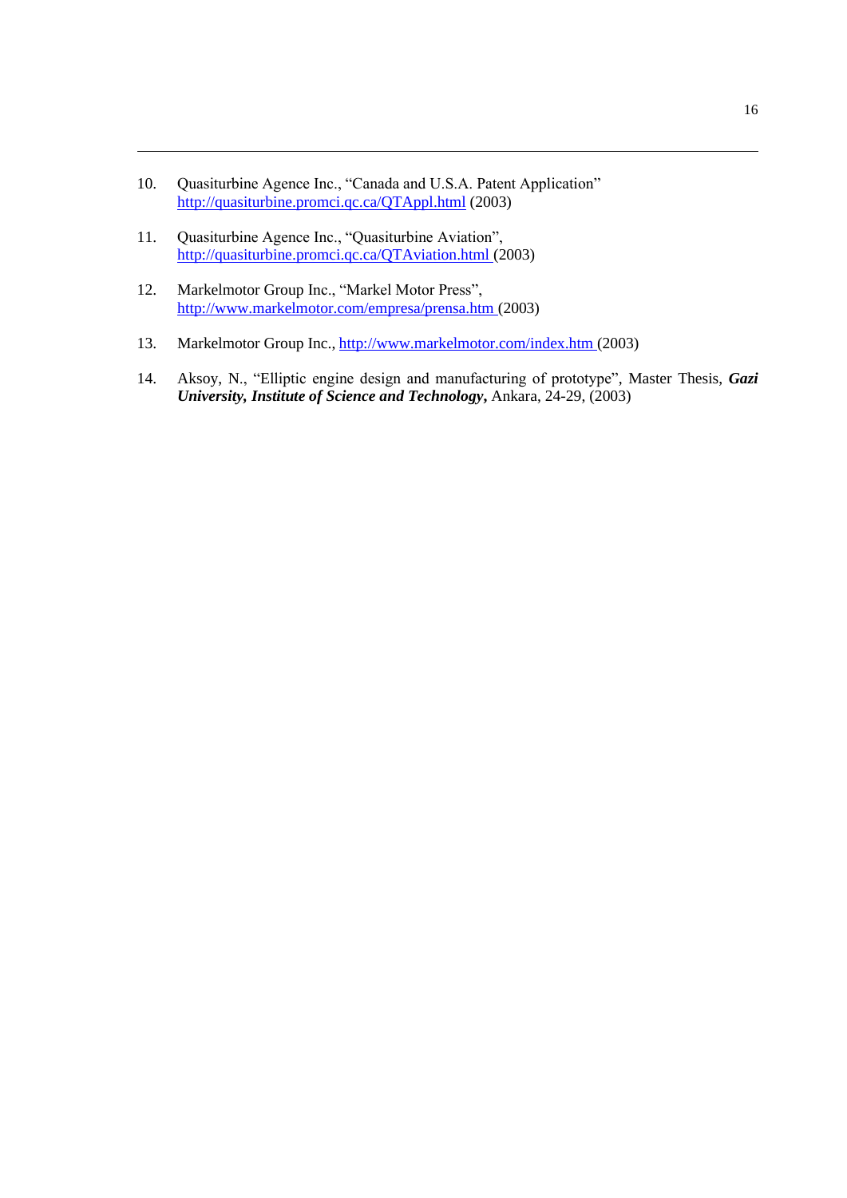10. Quasiturbine Agence Inc., “Canada and U.S.A. Patent Application” http://quasiturbine.promci.qc.ca/QTAppl.html (2003)

11. Quasiturbine Agence Inc., “Quasiturbine Aviation”, http://quasiturbine.promci.qc.ca/QTAviation.html (2003)

12. Markelmotor Group Inc., “Markel Motor Press”, http://www.markelmotor.com/empresa/prensa.htm (2003)

13. Markelmotor Group Inc., http://www.markelmotor.com/index.htm (2003)

14. Aksoy, N., “Elliptic engine design and manufacturing of prototype”, Master Thesis, ***Gazi University, Institute of Science and Technology,*** Ankara, 24-29, (2003)